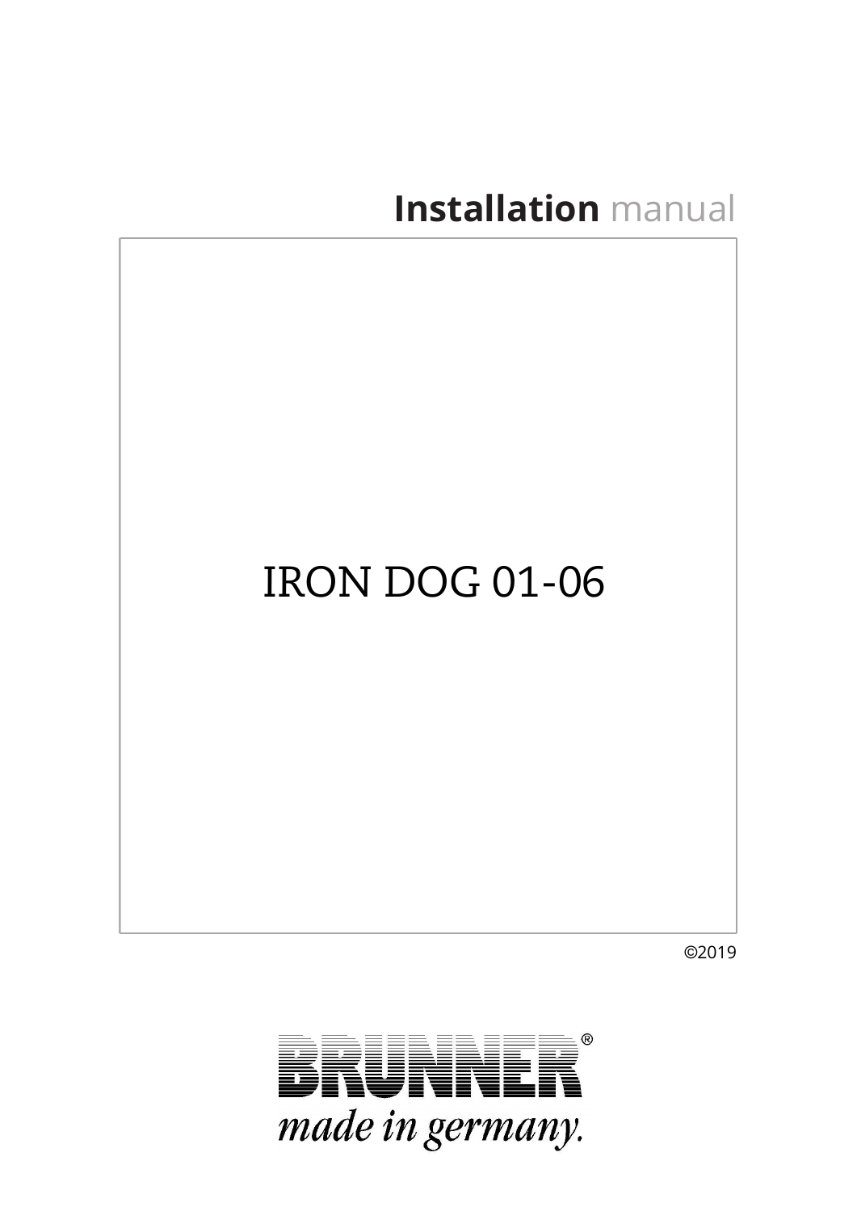# **Installation** manual

IRON DOG 01-06

©2019

BRUNNER®

*made in germany.*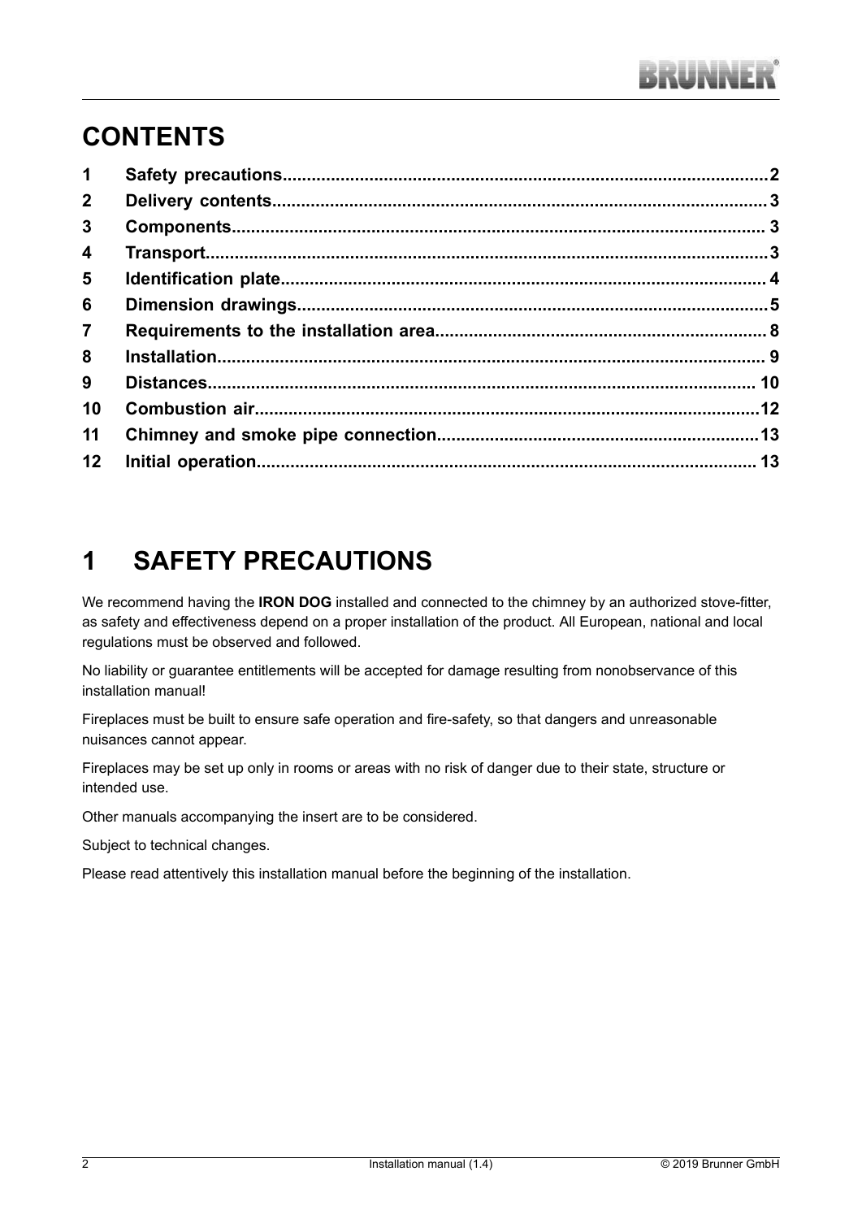# CONTENTS

| | | |
|---|---|---|
| 1 | Safety precautions | 2 |
| 2 | Delivery contents | 3 |
| 3 | Components | 3 |
| 4 | Transport | 3 |
| 5 | Identification plate | 4 |
| 6 | Dimension drawings | 5 |
| 7 | Requirements to the installation area | 8 |
| 8 | Installation | 9 |
| 9 | Distances | 10 |
| 10 | Combustion air | 12 |
| 11 | Chimney and smoke pipe connection | 13 |
| 12 | Initial operation | 13 |

# 1 SAFETY PRECAUTIONS

We recommend having the **IRON DOG** installed and connected to the chimney by an authorized stove-fitter, as safety and effectiveness depend on a proper installation of the product. All European, national and local regulations must be observed and followed.

No liability or guarantee entitlements will be accepted for damage resulting from nonobservance of this installation manual!

Fireplaces must be built to ensure safe operation and fire-safety, so that dangers and unreasonable nuisances cannot appear.

Fireplaces may be set up only in rooms or areas with no risk of danger due to their state, structure or intended use.

Other manuals accompanying the insert are to be considered.

Subject to technical changes.

Please read attentively this installation manual before the beginning of the installation.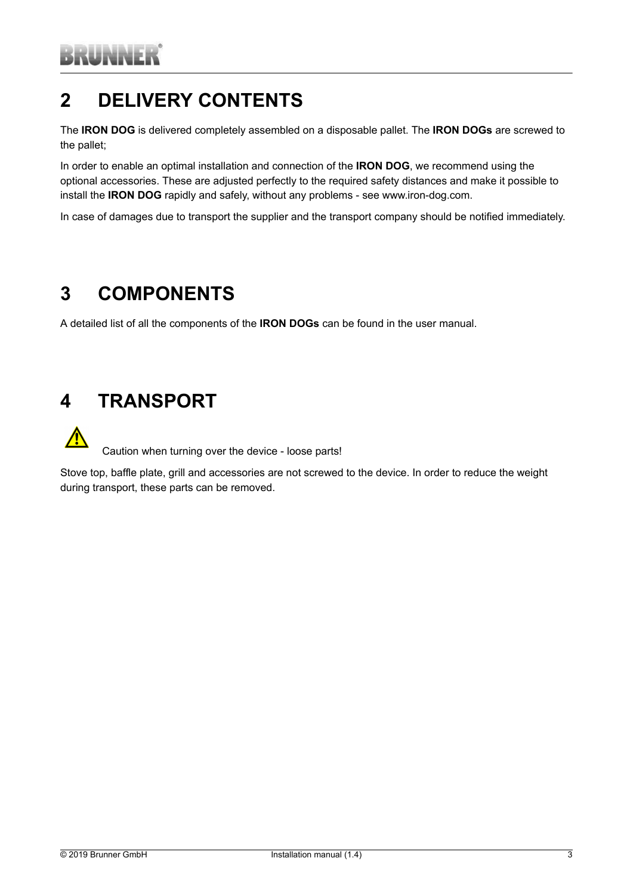# 2 DELIVERY CONTENTS

The **IRON DOG** is delivered completely assembled on a disposable pallet. The **IRON DOGs** are screwed to the pallet;

In order to enable an optimal installation and connection of the **IRON DOG**, we recommend using the optional accessories. These are adjusted perfectly to the required safety distances and make it possible to install the **IRON DOG** rapidly and safely, without any problems - see www.iron-dog.com.

In case of damages due to transport the supplier and the transport company should be notified immediately.

# 3 COMPONENTS

A detailed list of all the components of the **IRON DOGs** can be found in the user manual.

# 4 TRANSPORT

⚠ Caution when turning over the device - loose parts!

Stove top, baffle plate, grill and accessories are not screwed to the device. In order to reduce the weight during transport, these parts can be removed.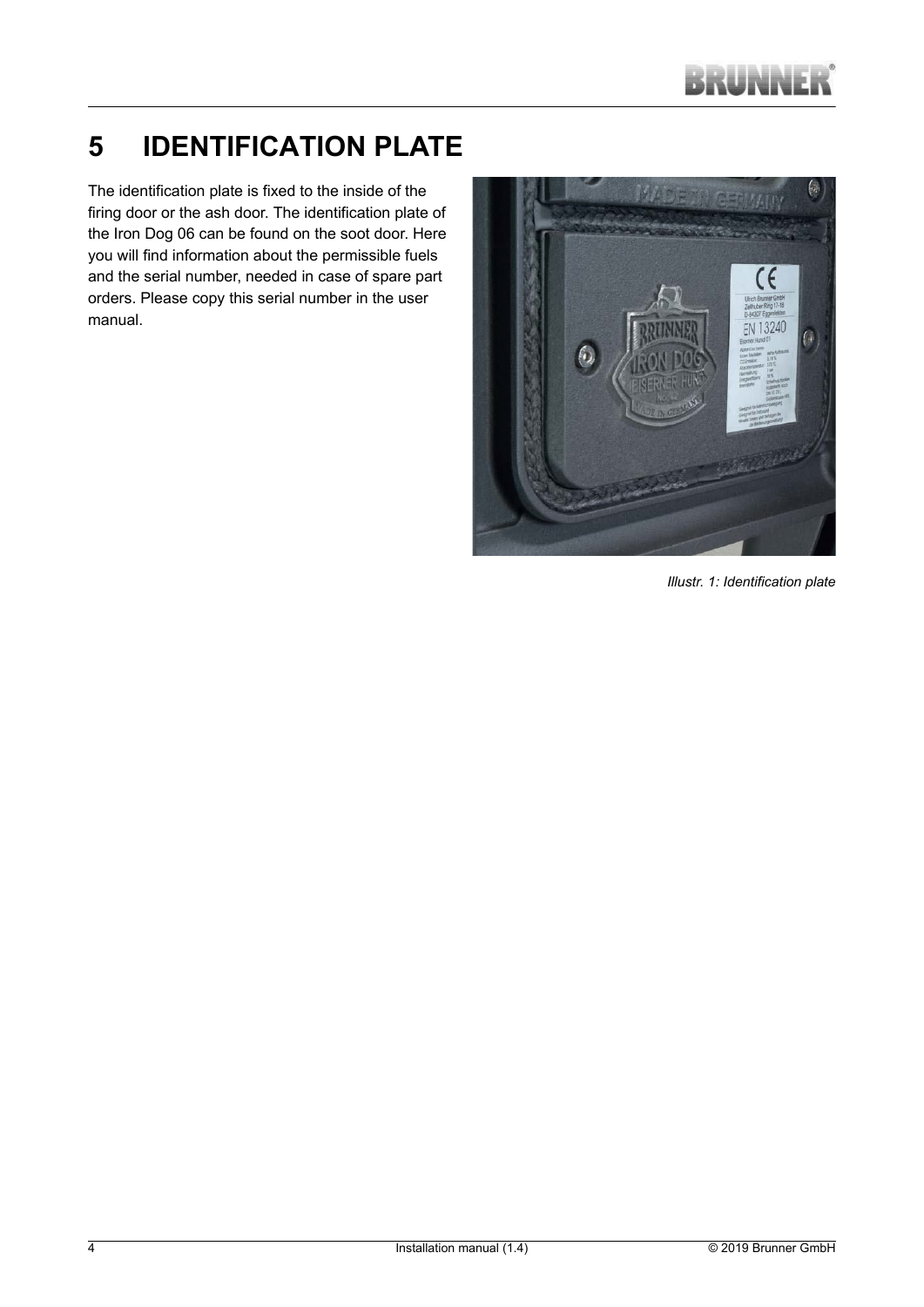# 5 IDENTIFICATION PLATE

The identification plate is fixed to the inside of the firing door or the ash door. The identification plate of the Iron Dog 06 can be found on the soot door. Here you will find information about the permissible fuels and the serial number, needed in case of spare part orders. Please copy this serial number in the user manual.

*Illustr. 1: Identification plate*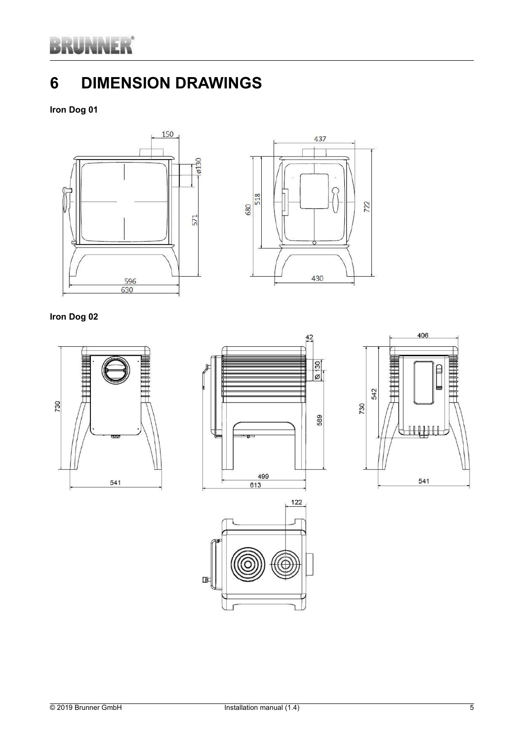# 6 DIMENSION DRAWINGS

**Iron Dog 01**

**Iron Dog 02**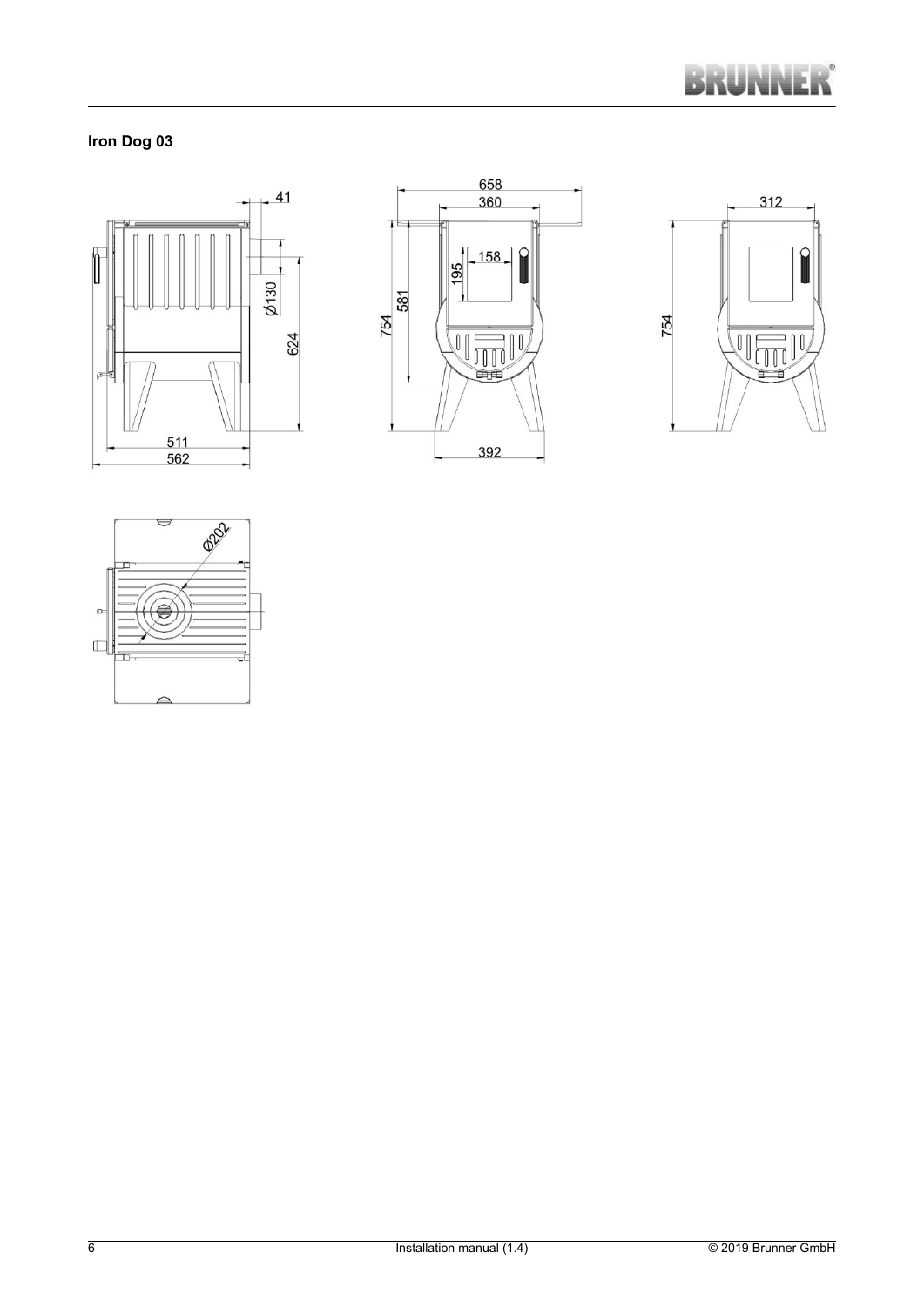### Iron Dog 03

41

Ø130

624

511

562

658

360

158

195

581

754

392

312

754

Ø202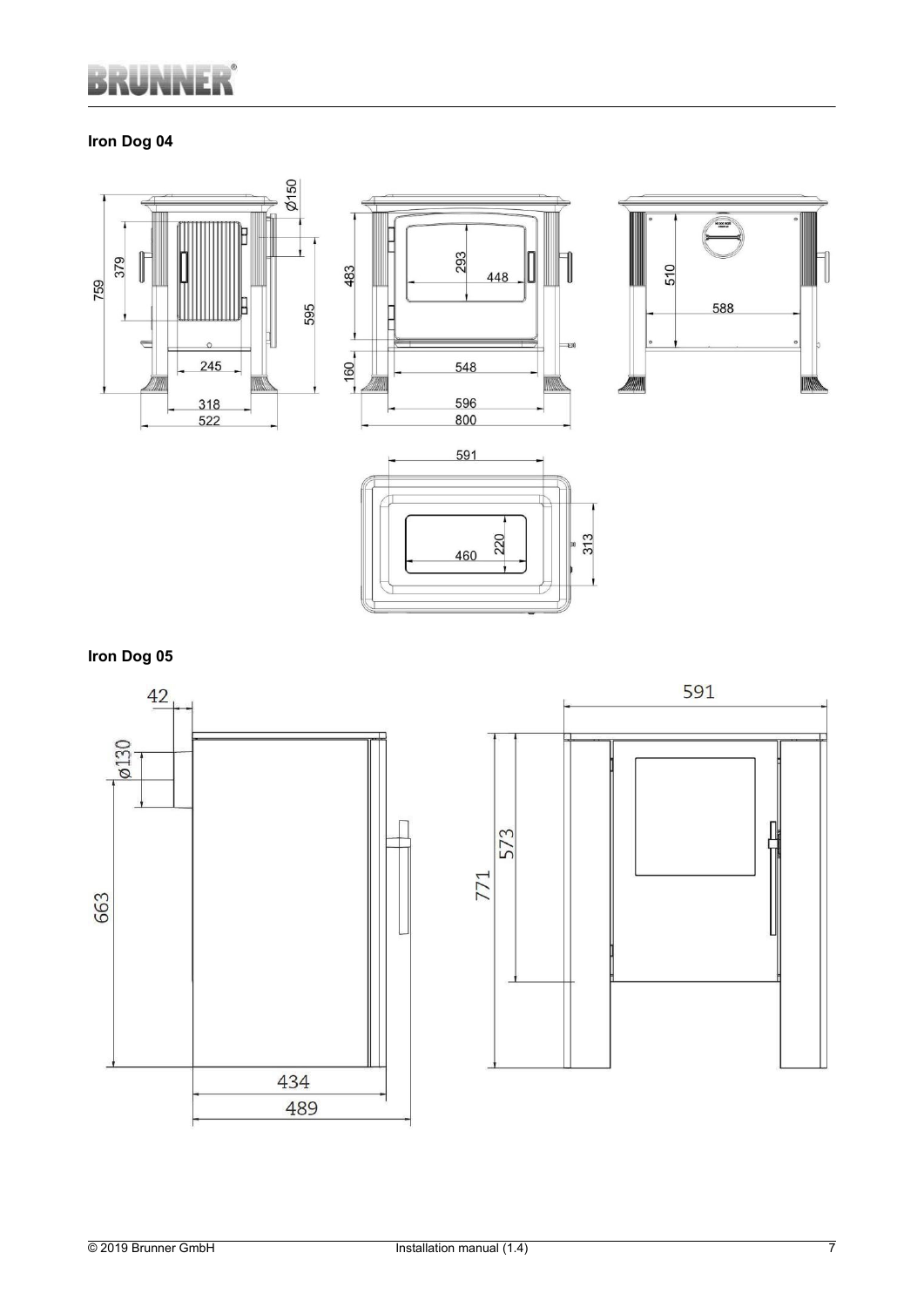## Iron Dog 04

## Iron Dog 05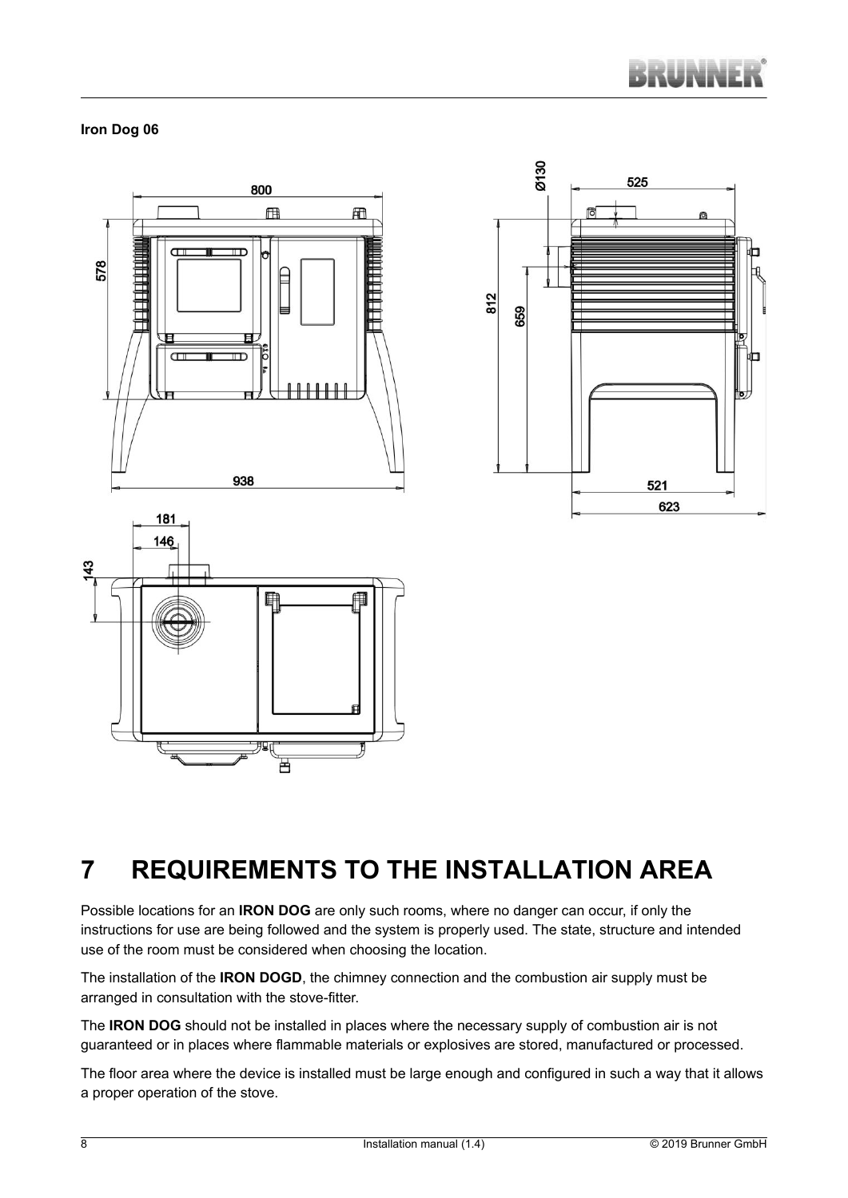**Iron Dog 06**

# 7 REQUIREMENTS TO THE INSTALLATION AREA

Possible locations for an **IRON DOG** are only such rooms, where no danger can occur, if only the instructions for use are being followed and the system is properly used. The state, structure and intended use of the room must be considered when choosing the location.

The installation of the **IRON DOGD**, the chimney connection and the combustion air supply must be arranged in consultation with the stove-fitter.

The **IRON DOG** should not be installed in places where the necessary supply of combustion air is not guaranteed or in places where flammable materials or explosives are stored, manufactured or processed.

The floor area where the device is installed must be large enough and configured in such a way that it allows a proper operation of the stove.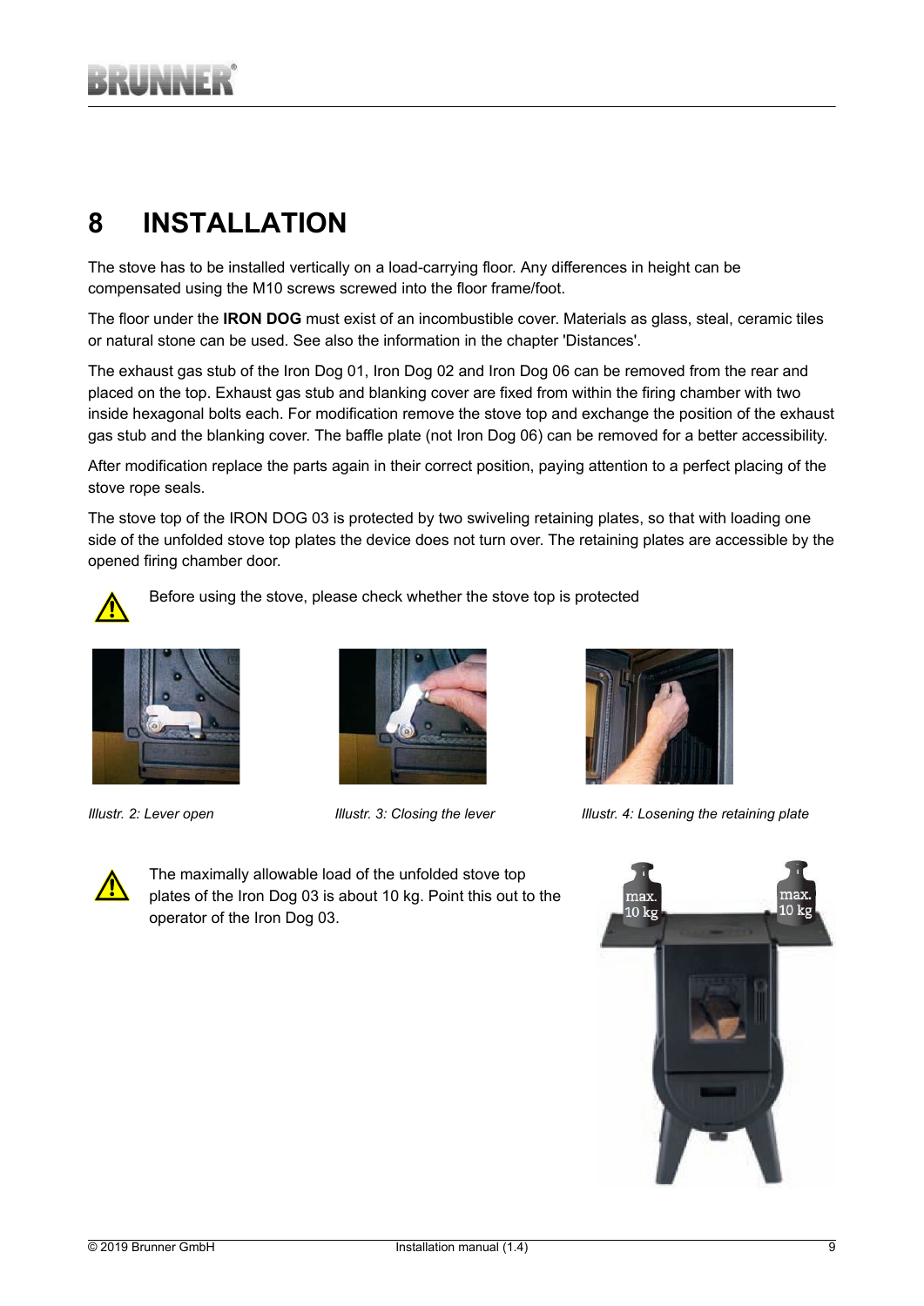# 8 INSTALLATION

The stove has to be installed vertically on a load-carrying floor. Any differences in height can be compensated using the M10 screws screwed into the floor frame/foot.

The floor under the **IRON DOG** must exist of an incombustible cover. Materials as glass, steal, ceramic tiles or natural stone can be used. See also the information in the chapter 'Distances'.

The exhaust gas stub of the Iron Dog 01, Iron Dog 02 and Iron Dog 06 can be removed from the rear and placed on the top. Exhaust gas stub and blanking cover are fixed from within the firing chamber with two inside hexagonal bolts each. For modification remove the stove top and exchange the position of the exhaust gas stub and the blanking cover. The baffle plate (not Iron Dog 06) can be removed for a better accessibility.

After modification replace the parts again in their correct position, paying attention to a perfect placing of the stove rope seals.

The stove top of the IRON DOG 03 is protected by two swiveling retaining plates, so that with loading one side of the unfolded stove top plates the device does not turn over. The retaining plates are accessible by the opened firing chamber door.

⚠ Before using the stove, please check whether the stove top is protected

*Illustr. 2: Lever open*

*Illustr. 3: Closing the lever*

*Illustr. 4: Losening the retaining plate*

⚠ The maximally allowable load of the unfolded stove top plates of the Iron Dog 03 is about 10 kg. Point this out to the operator of the Iron Dog 03.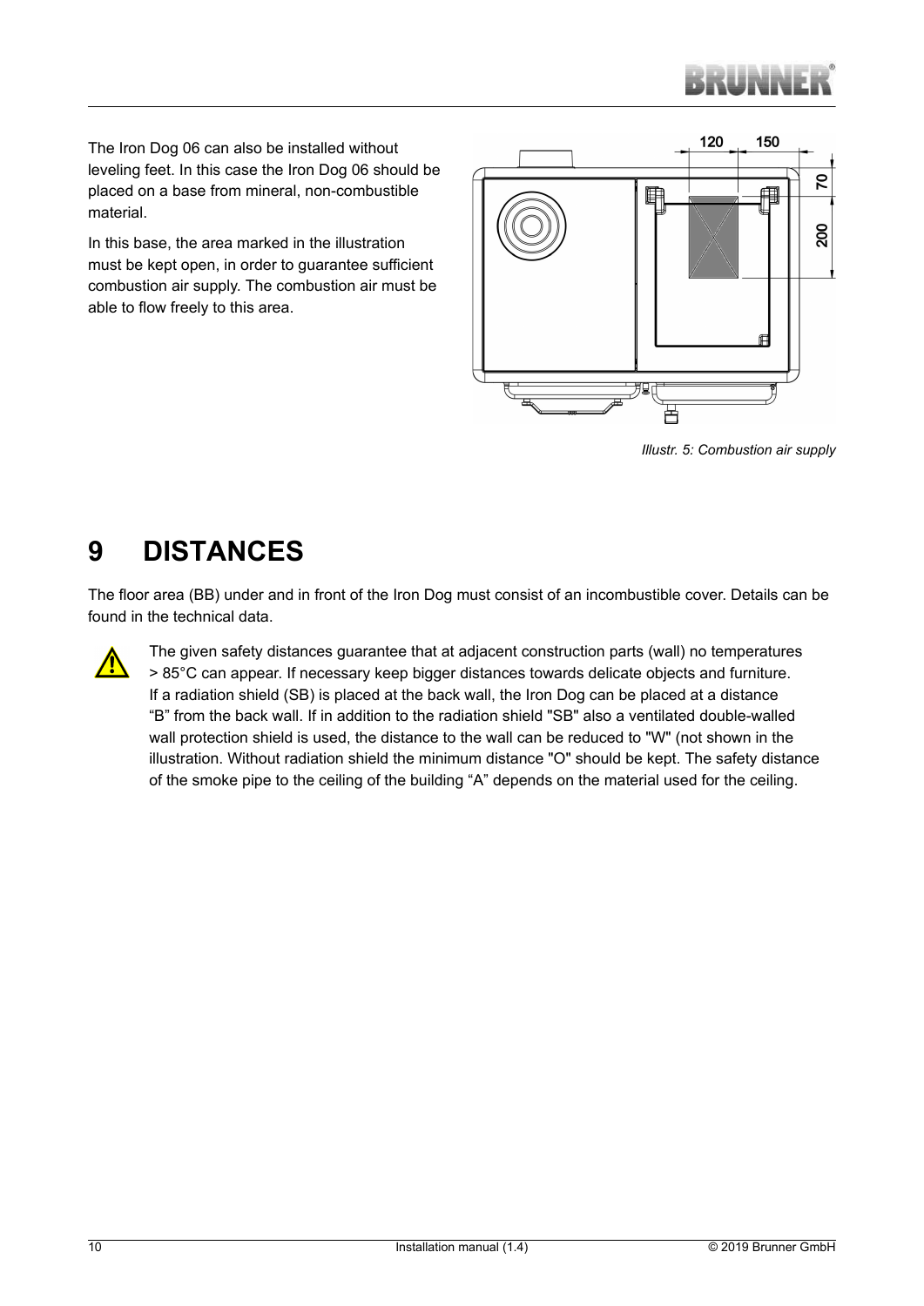The Iron Dog 06 can also be installed without leveling feet. In this case the Iron Dog 06 should be placed on a base from mineral, non-combustible material.

In this base, the area marked in the illustration must be kept open, in order to guarantee sufficient combustion air supply. The combustion air must be able to flow freely to this area.

*Illustr. 5: Combustion air supply*

# 9 DISTANCES

The floor area (BB) under and in front of the Iron Dog must consist of an incombustible cover. Details can be found in the technical data.

The given safety distances guarantee that at adjacent construction parts (wall) no temperatures > 85°C can appear. If necessary keep bigger distances towards delicate objects and furniture. If a radiation shield (SB) is placed at the back wall, the Iron Dog can be placed at a distance “B” from the back wall. If in addition to the radiation shield "SB" also a ventilated double-walled wall protection shield is used, the distance to the wall can be reduced to "W" (not shown in the illustration. Without radiation shield the minimum distance "O" should be kept. The safety distance of the smoke pipe to the ceiling of the building “A” depends on the material used for the ceiling.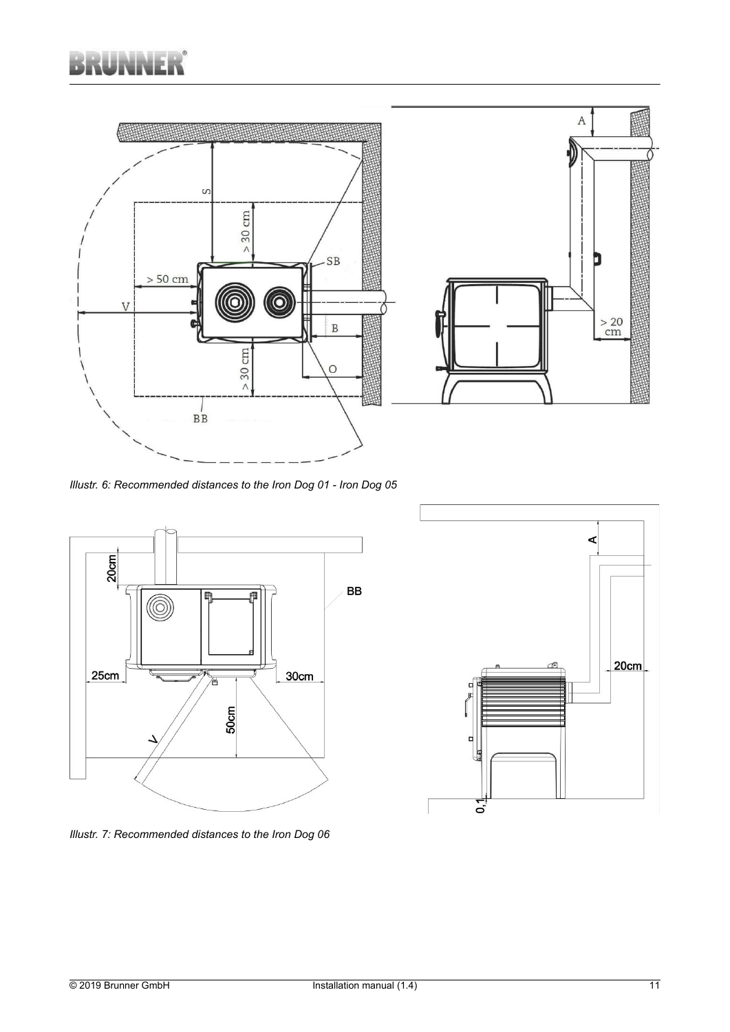*Illustr. 6: Recommended distances to the Iron Dog 01 - Iron Dog 05*

*Illustr. 7: Recommended distances to the Iron Dog 06*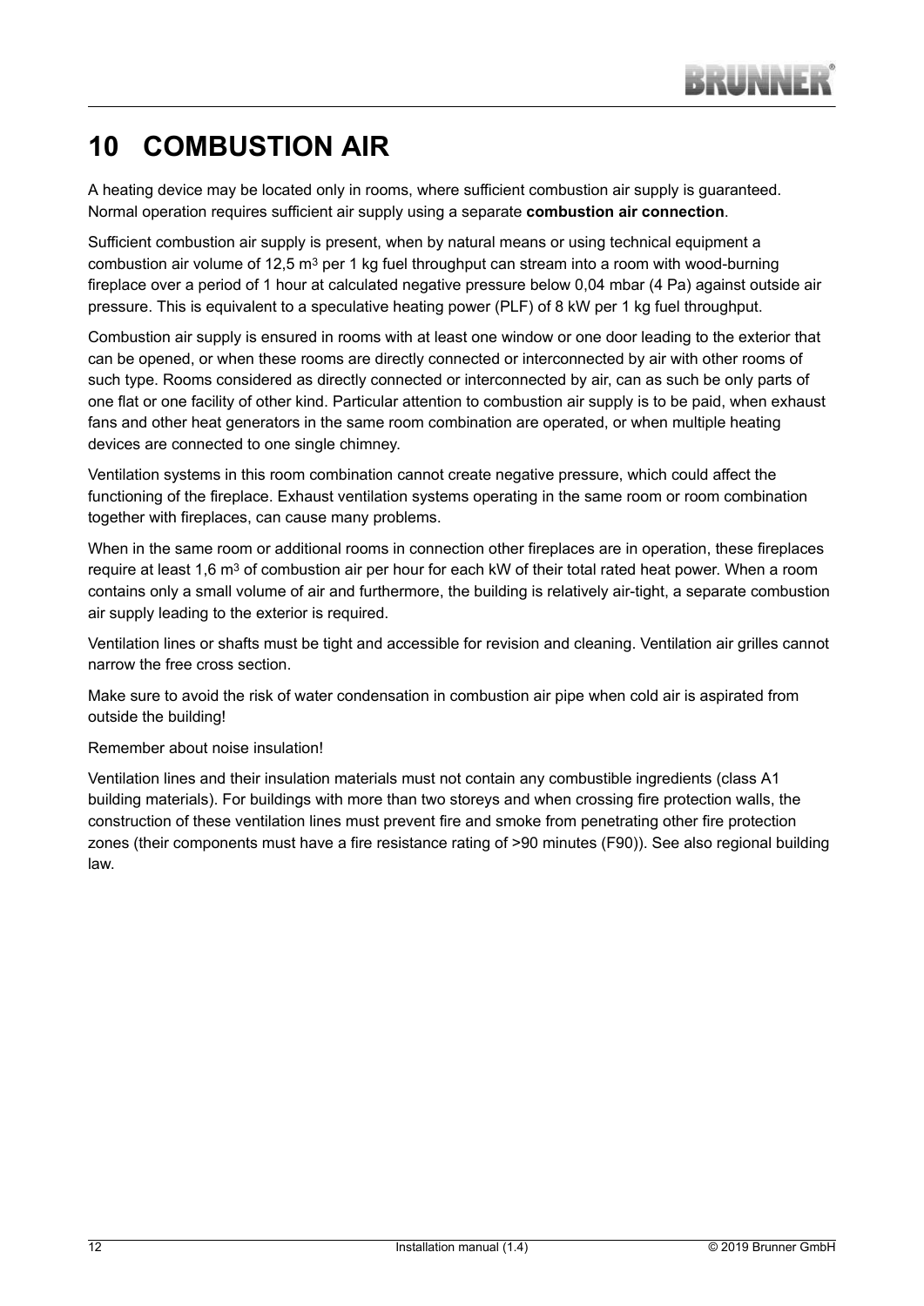# 10 COMBUSTION AIR

A heating device may be located only in rooms, where sufficient combustion air supply is guaranteed. Normal operation requires sufficient air supply using a separate **combustion air connection**.

Sufficient combustion air supply is present, when by natural means or using technical equipment a combustion air volume of 12,5 $m^3$ per 1 kg fuel throughput can stream into a room with wood-burning fireplace over a period of 1 hour at calculated negative pressure below 0,04 mbar (4 Pa) against outside air pressure. This is equivalent to a speculative heating power (PLF) of 8 kW per 1 kg fuel throughput.

Combustion air supply is ensured in rooms with at least one window or one door leading to the exterior that can be opened, or when these rooms are directly connected or interconnected by air with other rooms of such type. Rooms considered as directly connected or interconnected by air, can as such be only parts of one flat or one facility of other kind. Particular attention to combustion air supply is to be paid, when exhaust fans and other heat generators in the same room combination are operated, or when multiple heating devices are connected to one single chimney.

Ventilation systems in this room combination cannot create negative pressure, which could affect the functioning of the fireplace. Exhaust ventilation systems operating in the same room or room combination together with fireplaces, can cause many problems.

When in the same room or additional rooms in connection other fireplaces are in operation, these fireplaces require at least 1,6 $m^3$ of combustion air per hour for each kW of their total rated heat power. When a room contains only a small volume of air and furthermore, the building is relatively air-tight, a separate combustion air supply leading to the exterior is required.

Ventilation lines or shafts must be tight and accessible for revision and cleaning. Ventilation air grilles cannot narrow the free cross section.

Make sure to avoid the risk of water condensation in combustion air pipe when cold air is aspirated from outside the building!

Remember about noise insulation!

Ventilation lines and their insulation materials must not contain any combustible ingredients (class A1 building materials). For buildings with more than two storeys and when crossing fire protection walls, the construction of these ventilation lines must prevent fire and smoke from penetrating other fire protection zones (their components must have a fire resistance rating of >90 minutes (F90)). See also regional building law.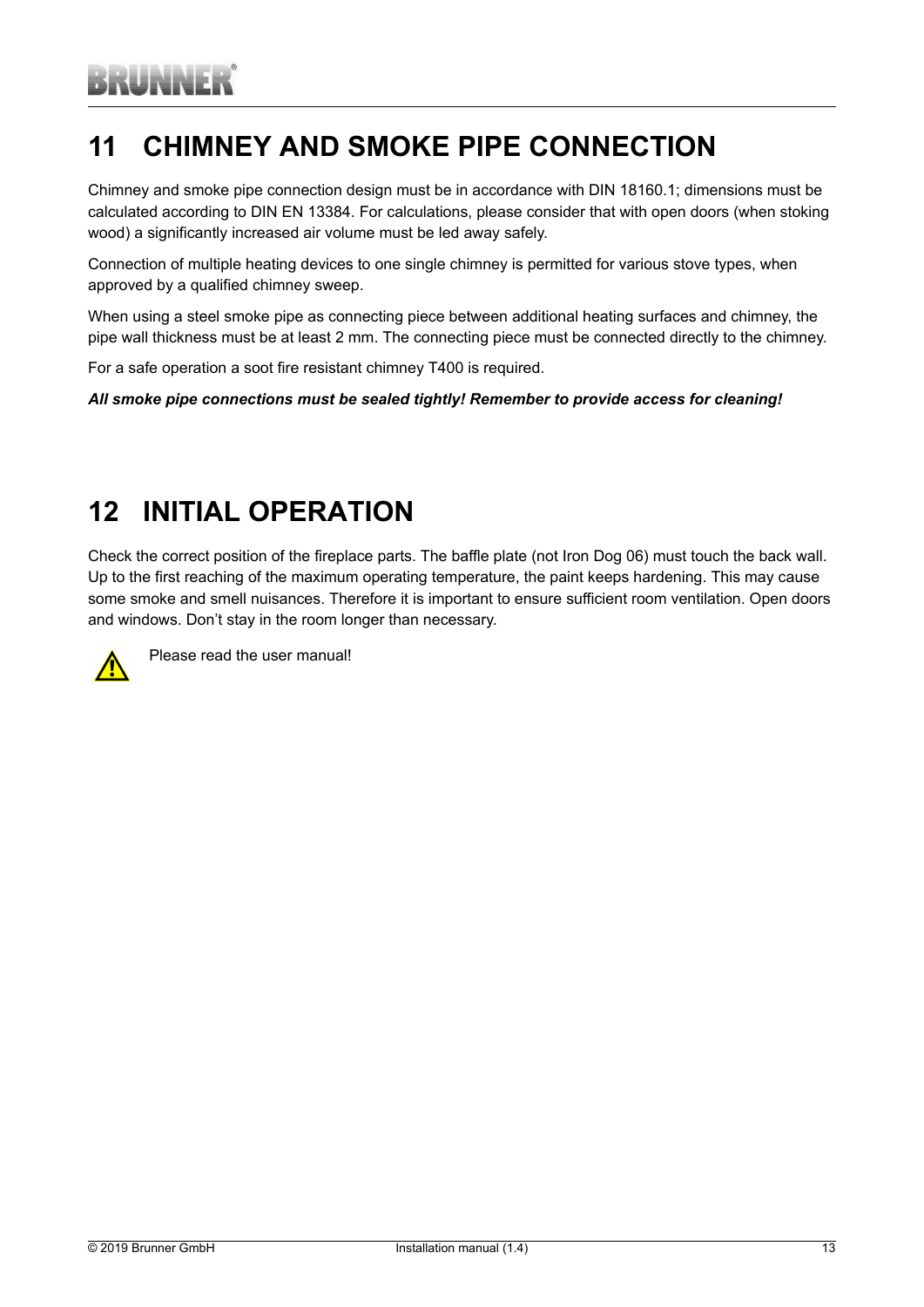# 11 CHIMNEY AND SMOKE PIPE CONNECTION

Chimney and smoke pipe connection design must be in accordance with DIN 18160.1; dimensions must be calculated according to DIN EN 13384. For calculations, please consider that with open doors (when stoking wood) a significantly increased air volume must be led away safely.

Connection of multiple heating devices to one single chimney is permitted for various stove types, when approved by a qualified chimney sweep.

When using a steel smoke pipe as connecting piece between additional heating surfaces and chimney, the pipe wall thickness must be at least 2 mm. The connecting piece must be connected directly to the chimney.

For a safe operation a soot fire resistant chimney T400 is required.

***All smoke pipe connections must be sealed tightly! Remember to provide access for cleaning!***

# 12 INITIAL OPERATION

Check the correct position of the fireplace parts. The baffle plate (not Iron Dog 06) must touch the back wall. Up to the first reaching of the maximum operating temperature, the paint keeps hardening. This may cause some smoke and smell nuisances. Therefore it is important to ensure sufficient room ventilation. Open doors and windows. Don't stay in the room longer than necessary.

⚠ Please read the user manual!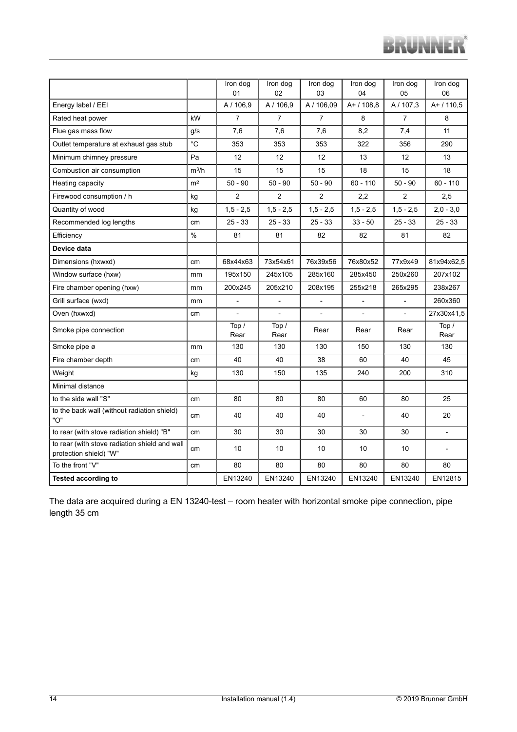| | | Iron dog 01 | Iron dog 02 | Iron dog 03 | Iron dog 04 | Iron dog 05 | Iron dog 06 |
|---|---|---|---|---|---|---|---|
| Energy label / EEI | | A / 106,9 | A / 106,9 | A / 106,09 | A+ / 108,8 | A / 107,3 | A+ / 110,5 |
| Rated heat power | kW | 7 | 7 | 7 | 8 | 7 | 8 |
| Flue gas mass flow | g/s | 7,6 | 7,6 | 7,6 | 8,2 | 7,4 | 11 |
| Outlet temperature at exhaust gas stub | °C | 353 | 353 | 353 | 322 | 356 | 290 |
| Minimum chimney pressure | Pa | 12 | 12 | 12 | 13 | 12 | 13 |
| Combustion air consumption | $m^3/h$ | 15 | 15 | 15 | 18 | 15 | 18 |
| Heating capacity | $m^2$ | 50 - 90 | 50 - 90 | 50 - 90 | 60 - 110 | 50 - 90 | 60 - 110 |
| Firewood consumption / h | kg | 2 | 2 | 2 | 2,2 | 2 | 2,5 |
| Quantity of wood | kg | 1,5 - 2,5 | 1,5 - 2,5 | 1,5 - 2,5 | 1,5 - 2,5 | 1,5 - 2,5 | 2,0 - 3,0 |
| Recommended log lengths | cm | 25 - 33 | 25 - 33 | 25 - 33 | 33 - 50 | 25 - 33 | 25 - 33 |
| Efficiency | % | 81 | 81 | 82 | 82 | 81 | 82 |
| **Device data** | | | | | | | |
| Dimensions (hxwxd) | cm | 68x44x63 | 73x54x61 | 76x39x56 | 76x80x52 | 77x9x49 | 81x94x62,5 |
| Window surface (hxw) | mm | 195x150 | 245x105 | 285x160 | 285x450 | 250x260 | 207x102 |
| Fire chamber opening (hxw) | mm | 200x245 | 205x210 | 208x195 | 255x218 | 265x295 | 238x267 |
| Grill surface (wxd) | mm | - | - | - | - | - | 260x360 |
| Oven (hxwxd) | cm | - | - | - | - | - | 27x30x41,5 |
| Smoke pipe connection | | Top / Rear | Top / Rear | Rear | Rear | Rear | Top / Rear |
| Smoke pipe ø | mm | 130 | 130 | 130 | 150 | 130 | 130 |
| Fire chamber depth | cm | 40 | 40 | 38 | 60 | 40 | 45 |
| Weight | kg | 130 | 150 | 135 | 240 | 200 | 310 |
| Minimal distance | | | | | | | |
| to the side wall "S" | cm | 80 | 80 | 80 | 60 | 80 | 25 |
| to the back wall (without radiation shield) "O" | cm | 40 | 40 | 40 | - | 40 | 20 |
| to rear (with stove radiation shield) "B" | cm | 30 | 30 | 30 | 30 | 30 | - |
| to rear (with stove radiation shield and wall protection shield) "W" | cm | 10 | 10 | 10 | 10 | 10 | - |
| To the front "V" | cm | 80 | 80 | 80 | 80 | 80 | 80 |
| **Tested according to** | | EN13240 | EN13240 | EN13240 | EN13240 | EN13240 | EN12815 |

The data are acquired during a EN 13240-test – room heater with horizontal smoke pipe connection, pipe length 35 cm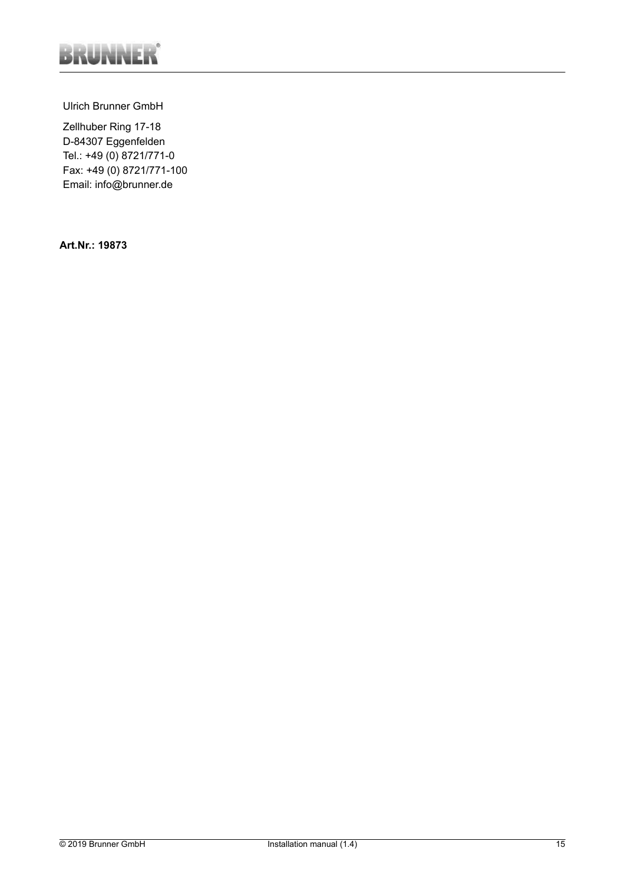Ulrich Brunner GmbH

Zellhuber Ring 17-18
D-84307 Eggenfelden
Tel.: +49 (0) 8721/771-0
Fax: +49 (0) 8721/771-100
Email: info@brunner.de

**Art.Nr.: 19873**